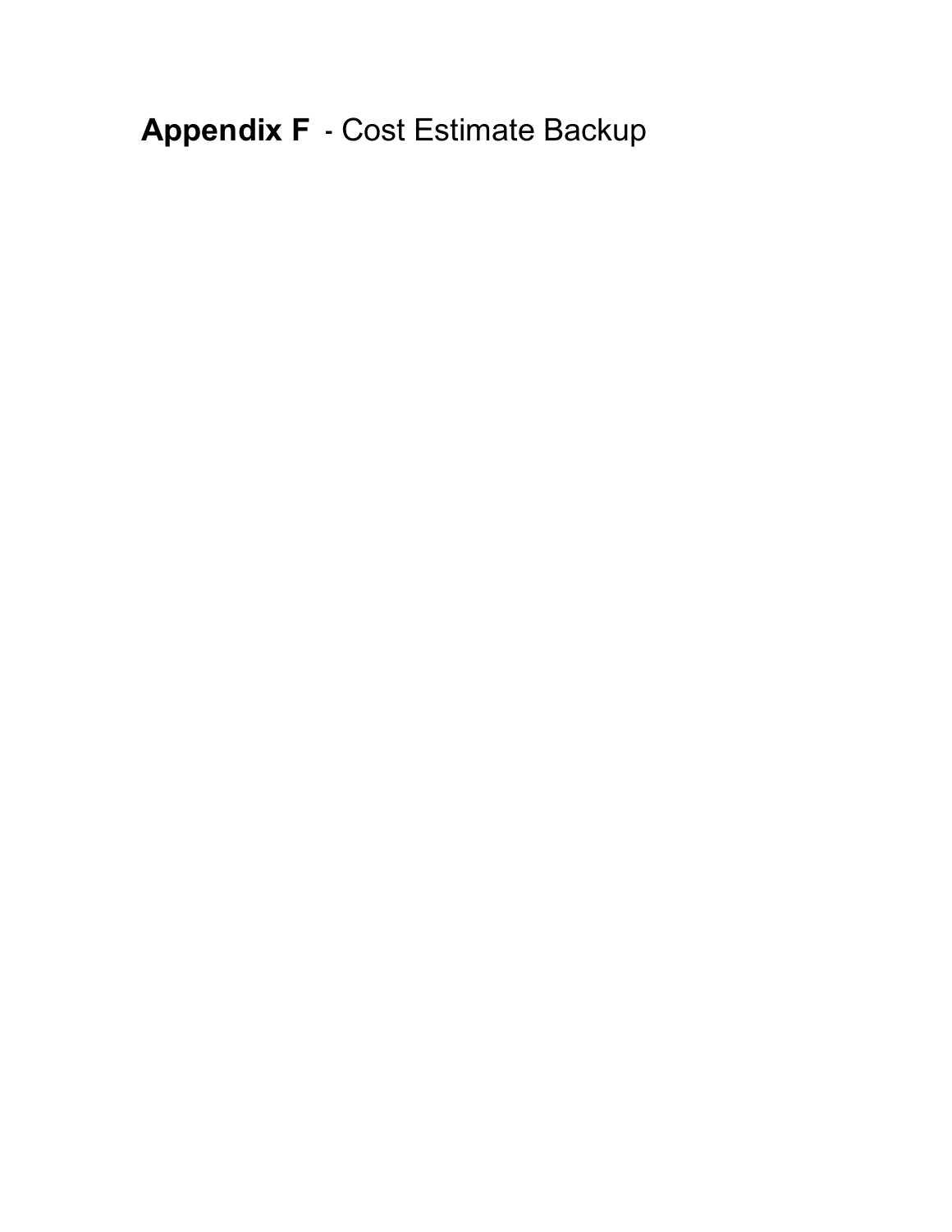# **Appendix F** - Cost Estimate Backup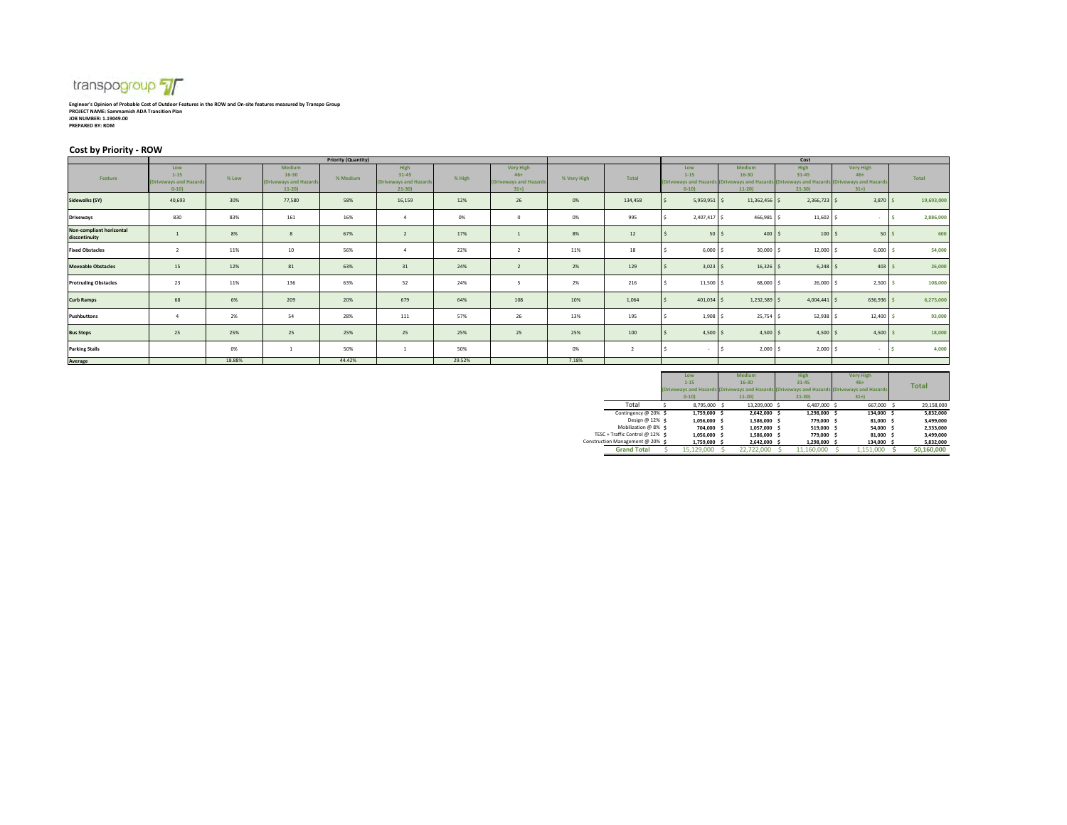transpogroup

**Engineer's Opinion of Probable Cost of Outdoor Features in the ROW and On-site features measured by Transpo Group**
**PROJECT NAME: Sammamish ADA Transition Plan**
**JOB NUMBER: 1.19049.00**
**PREPARED BY: RDM**

## Cost by Priority - ROW

| | Priority (Quantity) | | | | | | | | | Cost | | | | |
|---|---|---|---|---|---|---|---|---|---|---|---|---|---|---|
| Feature | Low 1-15 (Driveways and Hazards 0-10) | % Low | Medium 16-30 (Driveways and Hazards 11-20) | % Medium | High 31-45 (Driveways and Hazards 21-30) | % High | Very High 46+ (Driveways and Hazards 31+) | % Very High | Total | Low 1-15 (Driveways and Hazards 0-10) | Medium 16-30 (Driveways and Hazards 11-20) | High 31-45 (Driveways and Hazards 21-30) | Very High 46+ (Driveways and Hazards 31+) | Total |
| **Sidewalks (SY)** | 40,693 | 30% | 77,580 | 58% | 16,159 | 12% | 26 | 0% | 134,458 | $ 5,959,951 | $ 11,362,456 | $ 2,366,723 | $ 3,870 | $ 19,693,000 |
| **Driveways** | 830 | 83% | 161 | 16% | 4 | 0% | 0 | 0% | 995 | $ 2,407,417 | $ 466,981 | $ 11,602 | $ - | $ 2,886,000 |
| **Non-compliant horizontal discontinuity** | 1 | 8% | 8 | 67% | 2 | 17% | 1 | 8% | 12 | $ 50 | $ 400 | $ 100 | $ 50 | $ 600 |
| **Fixed Obstacles** | 2 | 11% | 10 | 56% | 4 | 22% | 2 | 11% | 18 | $ 6,000 | $ 30,000 | $ 12,000 | $ 6,000 | $ 54,000 |
| **Moveable Obstacles** | 15 | 12% | 81 | 63% | 31 | 24% | 2 | 2% | 129 | $ 3,023 | $ 16,326 | $ 6,248 | $ 403 | $ 26,000 |
| **Protruding Obstacles** | 23 | 11% | 136 | 63% | 52 | 24% | 5 | 2% | 216 | $ 11,500 | $ 68,000 | $ 26,000 | $ 2,500 | $ 108,000 |
| **Curb Ramps** | 68 | 6% | 209 | 20% | 679 | 64% | 108 | 10% | 1,064 | $ 401,034 | $ 1,232,589 | $ 4,004,441 | $ 636,936 | $ 6,275,000 |
| **Pushbuttons** | 4 | 2% | 54 | 28% | 111 | 57% | 26 | 13% | 195 | $ 1,908 | $ 25,754 | $ 52,938 | $ 12,400 | $ 93,000 |
| **Bus Stops** | 25 | 25% | 25 | 25% | 25 | 25% | 25 | 25% | 100 | $ 4,500 | $ 4,500 | $ 4,500 | $ 4,500 | $ 18,000 |
| **Parking Stalls** | | 0% | 1 | 50% | 1 | 50% | | 0% | 2 | $ - | $ 2,000 | $ 2,000 | $ - | $ 4,000 |
| **Average** | | 18.88% | | 44.42% | | 29.52% | | 7.18% | | | | | | |

| | Low 1-15 (Driveways and Hazards 0-10) | Medium 16-30 (Driveways and Hazards 11-20) | High 31-45 (Driveways and Hazards 21-30) | Very High 46+ (Driveways and Hazards 31+) | Total |
|---|---|---|---|---|---|
| Total | $ 8,795,000 | $ 13,209,000 | $ 6,487,000 | $ 667,000 | $ 29,158,000 |
| Contingency @ 20% | $ **1,759,000** | $ **2,642,000** | $ **1,298,000** | $ **134,000** | $ **5,832,000** |
| Design @ 12% | $ **1,056,000** | $ **1,586,000** | $ **779,000** | $ **81,000** | $ **3,499,000** |
| Mobilization @ 8% | $ **704,000** | $ **1,057,000** | $ **519,000** | $ **54,000** | $ **2,333,000** |
| TESC + Traffic Control @ 12% | $ **1,056,000** | $ **1,586,000** | $ **779,000** | $ **81,000** | $ **3,499,000** |
| Construction Management @ 20% | $ **1,759,000** | $ **2,642,000** | $ **1,298,000** | $ **134,000** | $ **5,832,000** |
| **Grand Total** | $ 15,129,000 | $ 22,722,000 | $ 11,160,000 | $ 1,151,000 | $ **50,160,000** |